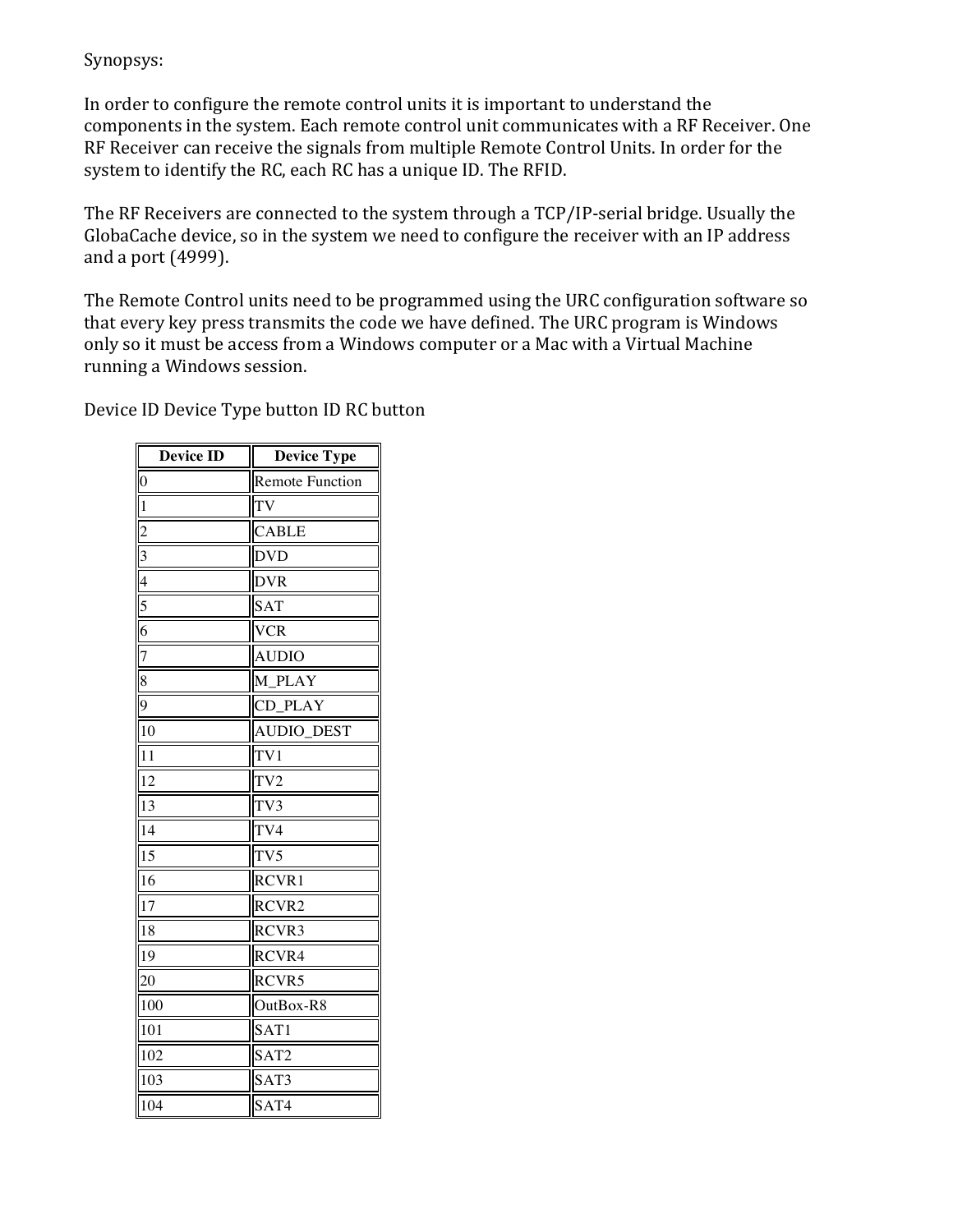Synopsys:

In order to configure the remote control units it is important to understand the components in the system. Each remote control unit communicates with a RF Receiver. One RF Receiver can receive the signals from multiple Remote Control Units. In order for the system to identify the RC, each RC has a unique ID. The RFID.

The RF Receivers are connected to the system through a TCP/IP-serial bridge. Usually the GlobaCache device, so in the system we need to configure the receiver with an IP address and a port (4999).

The Remote Control units need to be programmed using the URC configuration software so that every key press transmits the code we have defined. The URC program is Windows only so it must be access from a Windows computer or a Mac with a Virtual Machine running a Windows session.

Device ID Device Type button ID RC button

| Device ID | Device Type |
|---|---|
| 0 | Remote Function |
| 1 | TV |
| 2 | CABLE |
| 3 | DVD |
| 4 | DVR |
| 5 | SAT |
| 6 | VCR |
| 7 | AUDIO |
| 8 | M_PLAY |
| 9 | CD_PLAY |
| 10 | AUDIO_DEST |
| 11 | TV1 |
| 12 | TV2 |
| 13 | TV3 |
| 14 | TV4 |
| 15 | TV5 |
| 16 | RCVR1 |
| 17 | RCVR2 |
| 18 | RCVR3 |
| 19 | RCVR4 |
| 20 | RCVR5 |
| 100 | OutBox-R8 |
| 101 | SAT1 |
| 102 | SAT2 |
| 103 | SAT3 |
| 104 | SAT4 |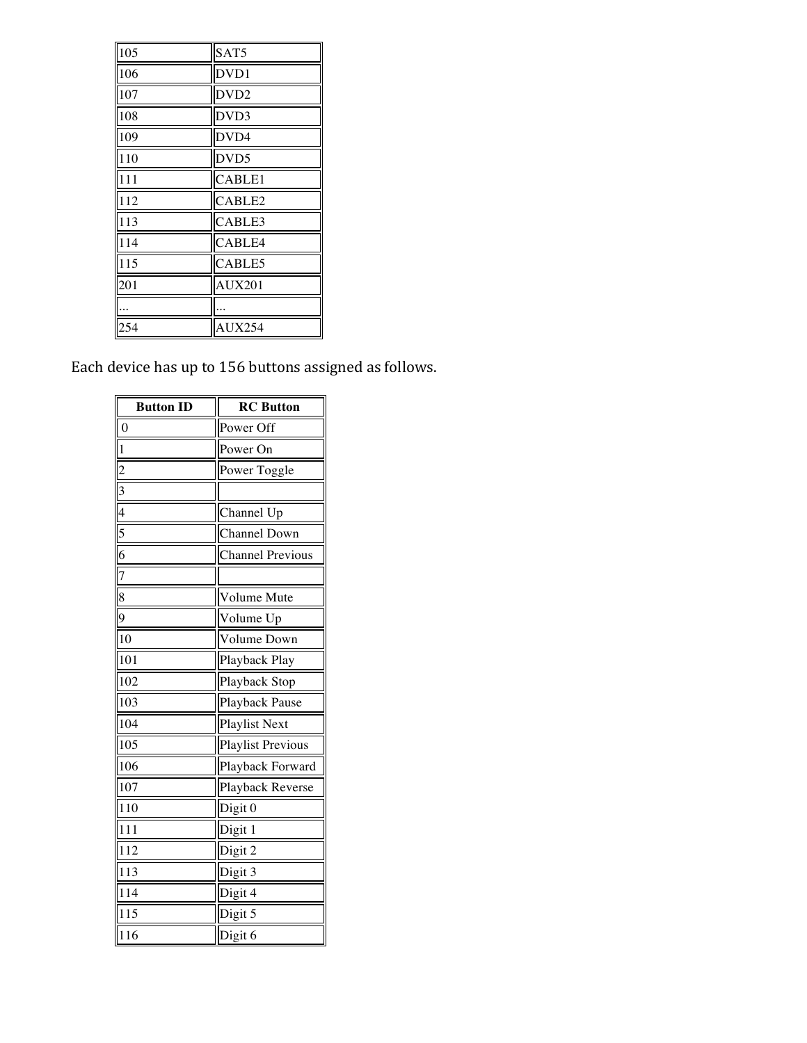| | |
|---|---|
| 105 | SAT5 |
| 106 | DVD1 |
| 107 | DVD2 |
| 108 | DVD3 |
| 109 | DVD4 |
| 110 | DVD5 |
| 111 | CABLE1 |
| 112 | CABLE2 |
| 113 | CABLE3 |
| 114 | CABLE4 |
| 115 | CABLE5 |
| 201 | AUX201 |
| ... | ... |
| 254 | AUX254 |

Each device has up to 156 buttons assigned as follows.

| Button ID | RC Button |
|---|---|
| 0 | Power Off |
| 1 | Power On |
| 2 | Power Toggle |
| 3 | |
| 4 | Channel Up |
| 5 | Channel Down |
| 6 | Channel Previous |
| 7 | |
| 8 | Volume Mute |
| 9 | Volume Up |
| 10 | Volume Down |
| 101 | Playback Play |
| 102 | Playback Stop |
| 103 | Playback Pause |
| 104 | Playlist Next |
| 105 | Playlist Previous |
| 106 | Playback Forward |
| 107 | Playback Reverse |
| 110 | Digit 0 |
| 111 | Digit 1 |
| 112 | Digit 2 |
| 113 | Digit 3 |
| 114 | Digit 4 |
| 115 | Digit 5 |
| 116 | Digit 6 |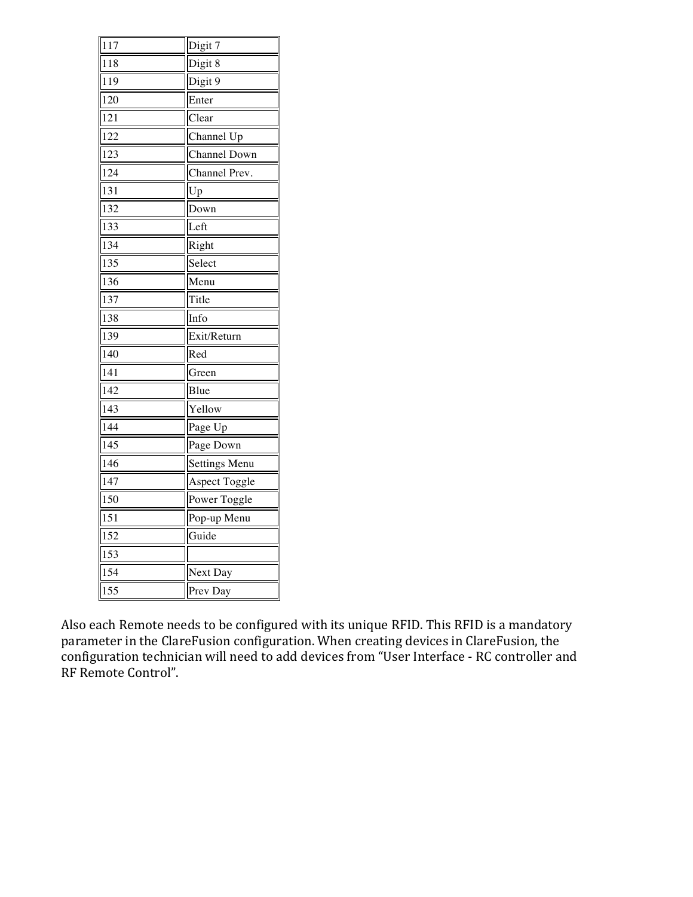| | |
|---|---|
| 117 | Digit 7 |
| 118 | Digit 8 |
| 119 | Digit 9 |
| 120 | Enter |
| 121 | Clear |
| 122 | Channel Up |
| 123 | Channel Down |
| 124 | Channel Prev. |
| 131 | Up |
| 132 | Down |
| 133 | Left |
| 134 | Right |
| 135 | Select |
| 136 | Menu |
| 137 | Title |
| 138 | Info |
| 139 | Exit/Return |
| 140 | Red |
| 141 | Green |
| 142 | Blue |
| 143 | Yellow |
| 144 | Page Up |
| 145 | Page Down |
| 146 | Settings Menu |
| 147 | Aspect Toggle |
| 150 | Power Toggle |
| 151 | Pop-up Menu |
| 152 | Guide |
| 153 | |
| 154 | Next Day |
| 155 | Prev Day |

Also each Remote needs to be configured with its unique RFID. This RFID is a mandatory parameter in the ClareFusion configuration. When creating devices in ClareFusion, the configuration technician will need to add devices from "User Interface - RC controller and RF Remote Control".